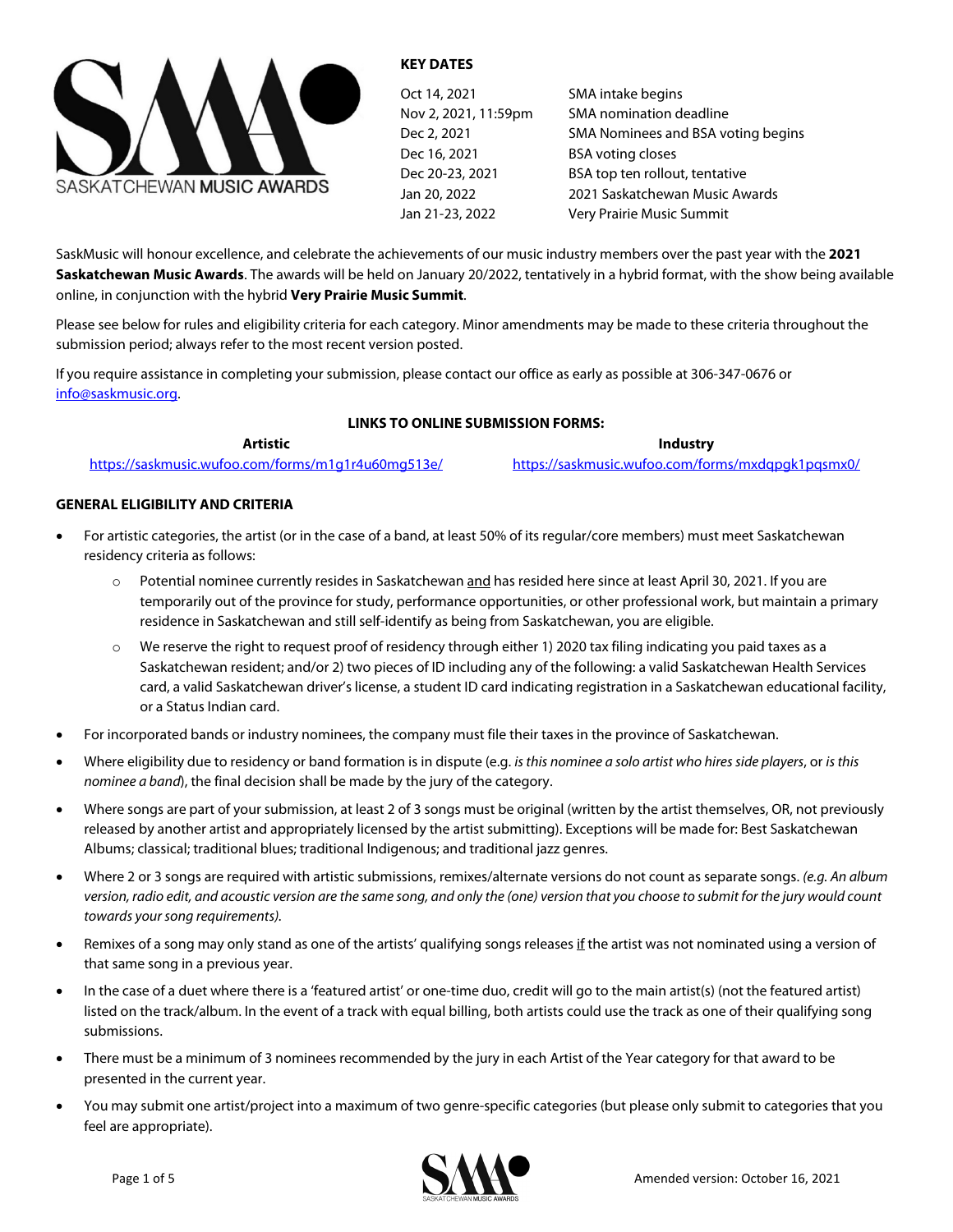## KEY DATES

| | |
|---|---|
| Oct 14, 2021 | SMA intake begins |
| Nov 2, 2021, 11:59pm | SMA nomination deadline |
| Dec 2, 2021 | SMA Nominees and BSA voting begins |
| Dec 16, 2021 | BSA voting closes |
| Dec 20-23, 2021 | BSA top ten rollout, tentative |
| Jan 20, 2022 | 2021 Saskatchewan Music Awards |
| Jan 21-23, 2022 | Very Prairie Music Summit |

SaskMusic will honour excellence, and celebrate the achievements of our music industry members over the past year with the **2021 Saskatchewan Music Awards**. The awards will be held on January 20/2022, tentatively in a hybrid format, with the show being available online, in conjunction with the hybrid **Very Prairie Music Summit**.

Please see below for rules and eligibility criteria for each category. Minor amendments may be made to these criteria throughout the submission period; always refer to the most recent version posted.

If you require assistance in completing your submission, please contact our office as early as possible at 306-347-0676 or info@saskmusic.org.

**LINKS TO ONLINE SUBMISSION FORMS:**

**Artistic**
https://saskmusic.wufoo.com/forms/m1g1r4u60mg513e/

**Industry**
https://saskmusic.wufoo.com/forms/mxdqpgk1pqsmx0/

## GENERAL ELIGIBILITY AND CRITERIA

- For artistic categories, the artist (or in the case of a band, at least 50% of its regular/core members) must meet Saskatchewan residency criteria as follows:
  - Potential nominee currently resides in Saskatchewan and has resided here since at least April 30, 2021. If you are temporarily out of the province for study, performance opportunities, or other professional work, but maintain a primary residence in Saskatchewan and still self-identify as being from Saskatchewan, you are eligible.
  - We reserve the right to request proof of residency through either 1) 2020 tax filing indicating you paid taxes as a Saskatchewan resident; and/or 2) two pieces of ID including any of the following: a valid Saskatchewan Health Services card, a valid Saskatchewan driver's license, a student ID card indicating registration in a Saskatchewan educational facility, or a Status Indian card.
- For incorporated bands or industry nominees, the company must file their taxes in the province of Saskatchewan.
- Where eligibility due to residency or band formation is in dispute (e.g. *is this nominee a solo artist who hires side players*, or *is this nominee a band*), the final decision shall be made by the jury of the category.
- Where songs are part of your submission, at least 2 of 3 songs must be original (written by the artist themselves, OR, not previously released by another artist and appropriately licensed by the artist submitting). Exceptions will be made for: Best Saskatchewan Albums; classical; traditional blues; traditional Indigenous; and traditional jazz genres.
- Where 2 or 3 songs are required with artistic submissions, remixes/alternate versions do not count as separate songs. *(e.g. An album version, radio edit, and acoustic version are the same song, and only the (one) version that you choose to submit for the jury would count towards your song requirements).*
- Remixes of a song may only stand as one of the artists' qualifying songs releases if the artist was not nominated using a version of that same song in a previous year.
- In the case of a duet where there is a 'featured artist' or one-time duo, credit will go to the main artist(s) (not the featured artist) listed on the track/album. In the event of a track with equal billing, both artists could use the track as one of their qualifying song submissions.
- There must be a minimum of 3 nominees recommended by the jury in each Artist of the Year category for that award to be presented in the current year.
- You may submit one artist/project into a maximum of two genre-specific categories (but please only submit to categories that you feel are appropriate).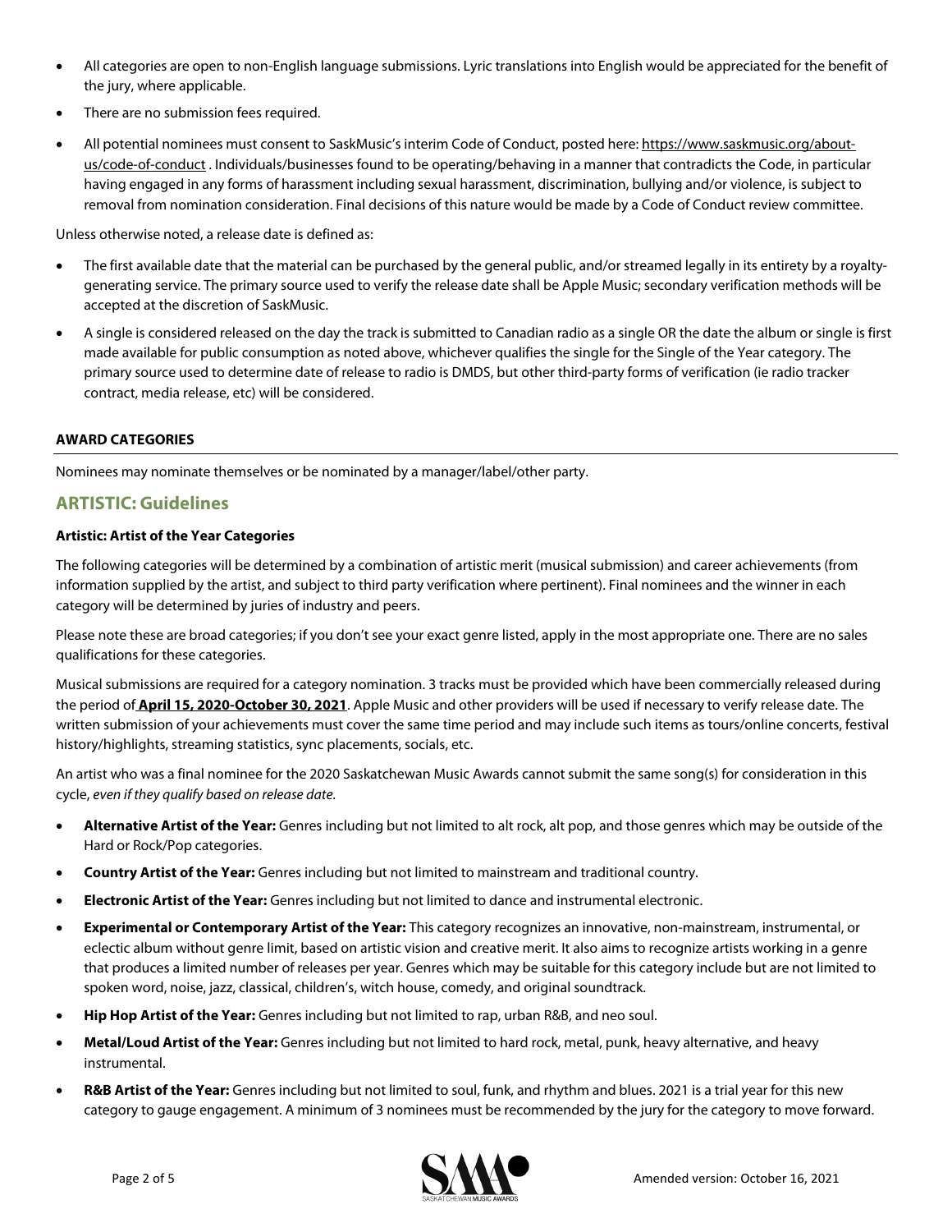- All categories are open to non-English language submissions. Lyric translations into English would be appreciated for the benefit of the jury, where applicable.
- There are no submission fees required.
- All potential nominees must consent to SaskMusic's interim Code of Conduct, posted here: https://www.saskmusic.org/about-us/code-of-conduct . Individuals/businesses found to be operating/behaving in a manner that contradicts the Code, in particular having engaged in any forms of harassment including sexual harassment, discrimination, bullying and/or violence, is subject to removal from nomination consideration. Final decisions of this nature would be made by a Code of Conduct review committee.

Unless otherwise noted, a release date is defined as:

- The first available date that the material can be purchased by the general public, and/or streamed legally in its entirety by a royalty-generating service. The primary source used to verify the release date shall be Apple Music; secondary verification methods will be accepted at the discretion of SaskMusic.
- A single is considered released on the day the track is submitted to Canadian radio as a single OR the date the album or single is first made available for public consumption as noted above, whichever qualifies the single for the Single of the Year category. The primary source used to determine date of release to radio is DMDS, but other third-party forms of verification (ie radio tracker contract, media release, etc) will be considered.

**AWARD CATEGORIES**

Nominees may nominate themselves or be nominated by a manager/label/other party.

## ARTISTIC: Guidelines

**Artistic: Artist of the Year Categories**

The following categories will be determined by a combination of artistic merit (musical submission) and career achievements (from information supplied by the artist, and subject to third party verification where pertinent). Final nominees and the winner in each category will be determined by juries of industry and peers.

Please note these are broad categories; if you don't see your exact genre listed, apply in the most appropriate one. There are no sales qualifications for these categories.

Musical submissions are required for a category nomination. 3 tracks must be provided which have been commercially released during the period of **April 15, 2020-October 30, 2021**. Apple Music and other providers will be used if necessary to verify release date. The written submission of your achievements must cover the same time period and may include such items as tours/online concerts, festival history/highlights, streaming statistics, sync placements, socials, etc.

An artist who was a final nominee for the 2020 Saskatchewan Music Awards cannot submit the same song(s) for consideration in this cycle, *even if they qualify based on release date.*

- **Alternative Artist of the Year:** Genres including but not limited to alt rock, alt pop, and those genres which may be outside of the Hard or Rock/Pop categories.
- **Country Artist of the Year:** Genres including but not limited to mainstream and traditional country.
- **Electronic Artist of the Year:** Genres including but not limited to dance and instrumental electronic.
- **Experimental or Contemporary Artist of the Year:** This category recognizes an innovative, non-mainstream, instrumental, or eclectic album without genre limit, based on artistic vision and creative merit. It also aims to recognize artists working in a genre that produces a limited number of releases per year. Genres which may be suitable for this category include but are not limited to spoken word, noise, jazz, classical, children's, witch house, comedy, and original soundtrack.
- **Hip Hop Artist of the Year:** Genres including but not limited to rap, urban R&B, and neo soul.
- **Metal/Loud Artist of the Year:** Genres including but not limited to hard rock, metal, punk, heavy alternative, and heavy instrumental.
- **R&B Artist of the Year:** Genres including but not limited to soul, funk, and rhythm and blues. 2021 is a trial year for this new category to gauge engagement. A minimum of 3 nominees must be recommended by the jury for the category to move forward.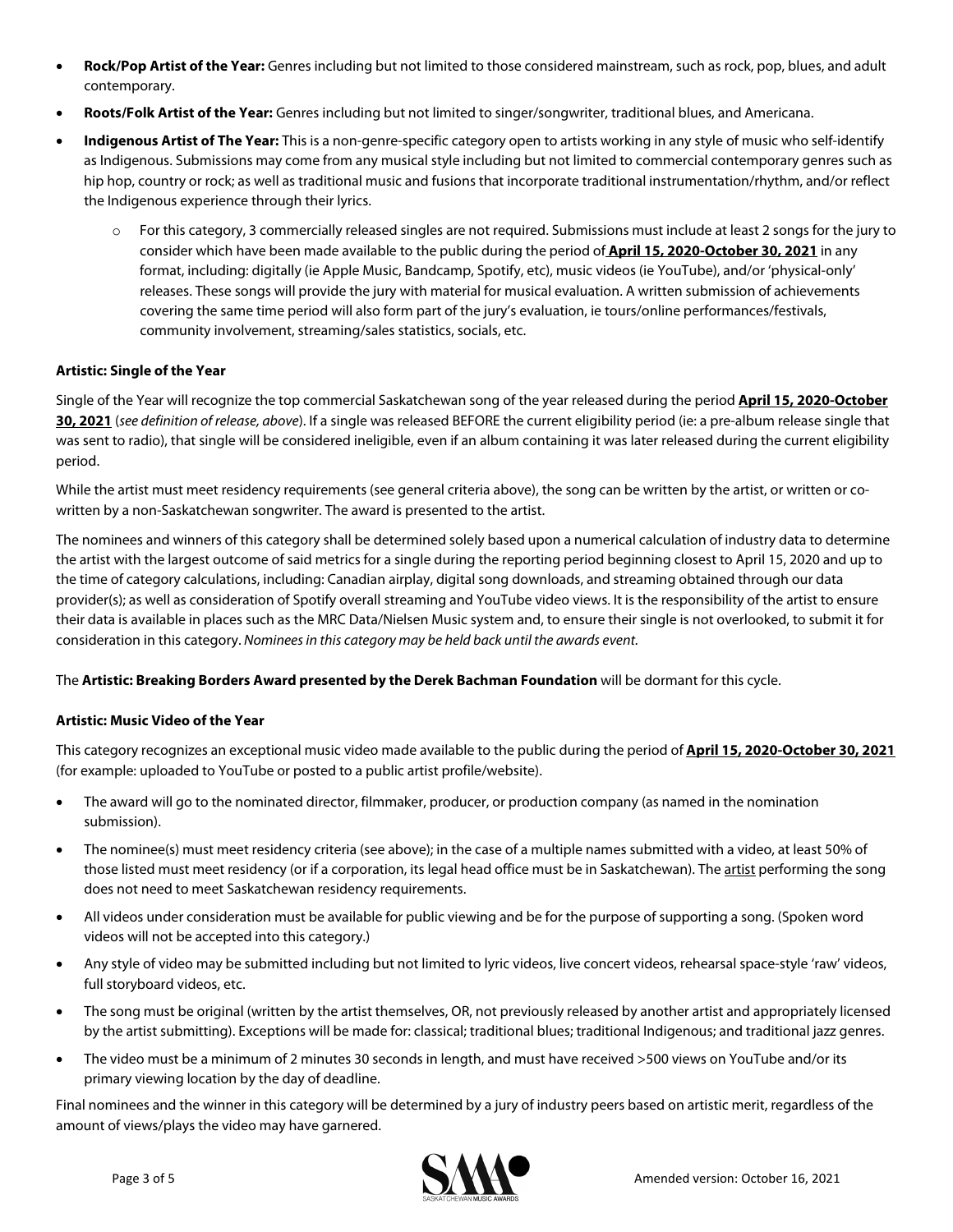- **Rock/Pop Artist of the Year:** Genres including but not limited to those considered mainstream, such as rock, pop, blues, and adult contemporary.
- **Roots/Folk Artist of the Year:** Genres including but not limited to singer/songwriter, traditional blues, and Americana.
- **Indigenous Artist of The Year:** This is a non-genre-specific category open to artists working in any style of music who self-identify as Indigenous. Submissions may come from any musical style including but not limited to commercial contemporary genres such as hip hop, country or rock; as well as traditional music and fusions that incorporate traditional instrumentation/rhythm, and/or reflect the Indigenous experience through their lyrics.
    - For this category, 3 commercially released singles are not required. Submissions must include at least 2 songs for the jury to consider which have been made available to the public during the period of **April 15, 2020-October 30, 2021** in any format, including: digitally (ie Apple Music, Bandcamp, Spotify, etc), music videos (ie YouTube), and/or 'physical-only' releases. These songs will provide the jury with material for musical evaluation. A written submission of achievements covering the same time period will also form part of the jury's evaluation, ie tours/online performances/festivals, community involvement, streaming/sales statistics, socials, etc.

**Artistic: Single of the Year**

Single of the Year will recognize the top commercial Saskatchewan song of the year released during the period **April 15, 2020-October 30, 2021** (*see definition of release, above*). If a single was released BEFORE the current eligibility period (ie: a pre-album release single that was sent to radio), that single will be considered ineligible, even if an album containing it was later released during the current eligibility period.

While the artist must meet residency requirements (see general criteria above), the song can be written by the artist, or written or co-written by a non-Saskatchewan songwriter. The award is presented to the artist.

The nominees and winners of this category shall be determined solely based upon a numerical calculation of industry data to determine the artist with the largest outcome of said metrics for a single during the reporting period beginning closest to April 15, 2020 and up to the time of category calculations, including: Canadian airplay, digital song downloads, and streaming obtained through our data provider(s); as well as consideration of Spotify overall streaming and YouTube video views. It is the responsibility of the artist to ensure their data is available in places such as the MRC Data/Nielsen Music system and, to ensure their single is not overlooked, to submit it for consideration in this category. *Nominees in this category may be held back until the awards event.*

The **Artistic: Breaking Borders Award presented by the Derek Bachman Foundation** will be dormant for this cycle.

**Artistic: Music Video of the Year**

This category recognizes an exceptional music video made available to the public during the period of **April 15, 2020-October 30, 2021** (for example: uploaded to YouTube or posted to a public artist profile/website).

- The award will go to the nominated director, filmmaker, producer, or production company (as named in the nomination submission).
- The nominee(s) must meet residency criteria (see above); in the case of a multiple names submitted with a video, at least 50% of those listed must meet residency (or if a corporation, its legal head office must be in Saskatchewan). The artist performing the song does not need to meet Saskatchewan residency requirements.
- All videos under consideration must be available for public viewing and be for the purpose of supporting a song. (Spoken word videos will not be accepted into this category.)
- Any style of video may be submitted including but not limited to lyric videos, live concert videos, rehearsal space-style 'raw' videos, full storyboard videos, etc.
- The song must be original (written by the artist themselves, OR, not previously released by another artist and appropriately licensed by the artist submitting). Exceptions will be made for: classical; traditional blues; traditional Indigenous; and traditional jazz genres.
- The video must be a minimum of 2 minutes 30 seconds in length, and must have received >500 views on YouTube and/or its primary viewing location by the day of deadline.

Final nominees and the winner in this category will be determined by a jury of industry peers based on artistic merit, regardless of the amount of views/plays the video may have garnered.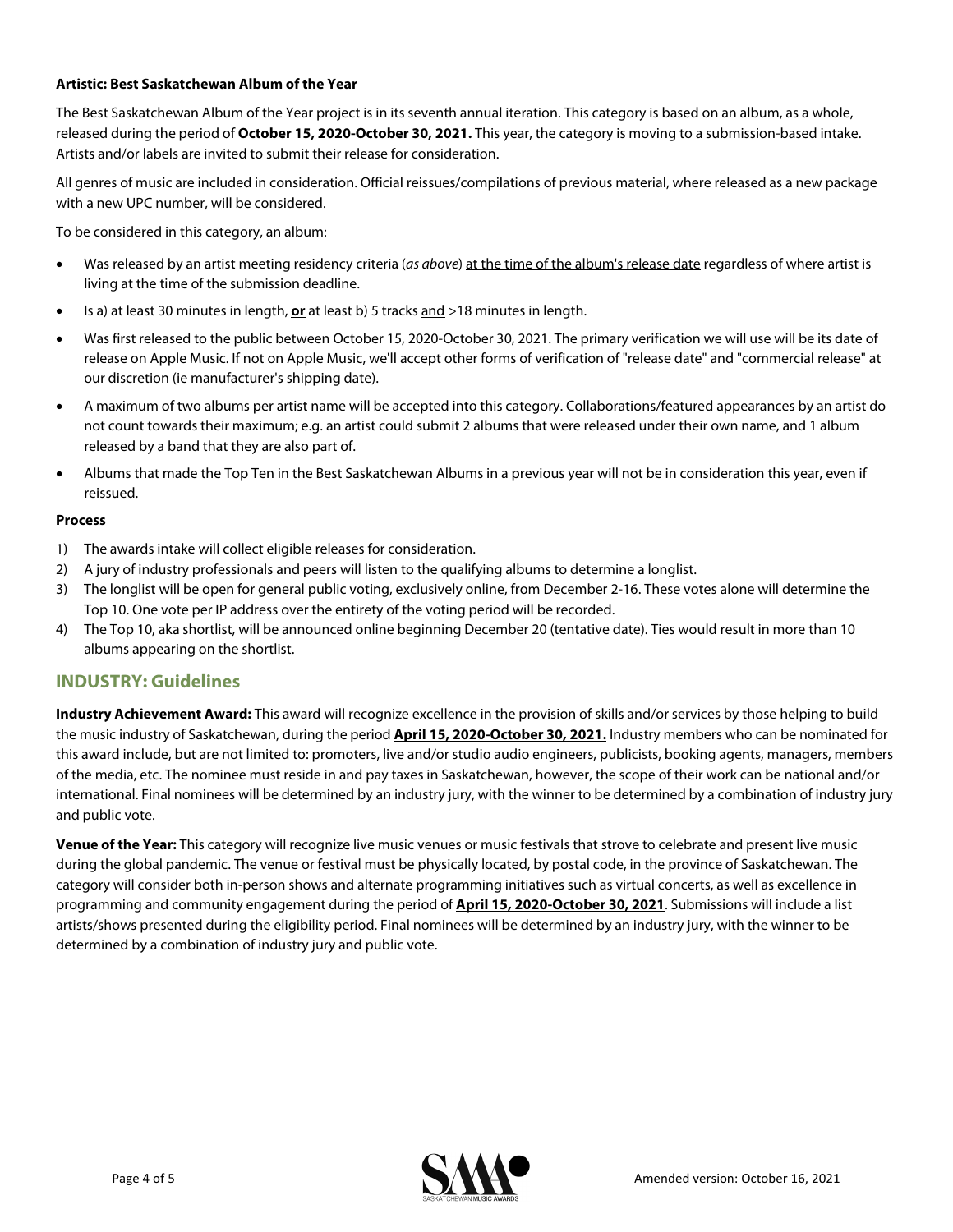**Artistic: Best Saskatchewan Album of the Year**

The Best Saskatchewan Album of the Year project is in its seventh annual iteration. This category is based on an album, as a whole, released during the period of **October 15, 2020-October 30, 2021.** This year, the category is moving to a submission-based intake. Artists and/or labels are invited to submit their release for consideration.

All genres of music are included in consideration. Official reissues/compilations of previous material, where released as a new package with a new UPC number, will be considered.

To be considered in this category, an album:

- Was released by an artist meeting residency criteria (*as above*) at the time of the album's release date regardless of where artist is living at the time of the submission deadline.
- Is a) at least 30 minutes in length, **or** at least b) 5 tracks and >18 minutes in length.
- Was first released to the public between October 15, 2020-October 30, 2021. The primary verification we will use will be its date of release on Apple Music. If not on Apple Music, we'll accept other forms of verification of "release date" and "commercial release" at our discretion (ie manufacturer's shipping date).
- A maximum of two albums per artist name will be accepted into this category. Collaborations/featured appearances by an artist do not count towards their maximum; e.g. an artist could submit 2 albums that were released under their own name, and 1 album released by a band that they are also part of.
- Albums that made the Top Ten in the Best Saskatchewan Albums in a previous year will not be in consideration this year, even if reissued.

**Process**

1) The awards intake will collect eligible releases for consideration.
2) A jury of industry professionals and peers will listen to the qualifying albums to determine a longlist.
3) The longlist will be open for general public voting, exclusively online, from December 2-16. These votes alone will determine the Top 10. One vote per IP address over the entirety of the voting period will be recorded.
4) The Top 10, aka shortlist, will be announced online beginning December 20 (tentative date). Ties would result in more than 10 albums appearing on the shortlist.

## INDUSTRY: Guidelines

**Industry Achievement Award:** This award will recognize excellence in the provision of skills and/or services by those helping to build the music industry of Saskatchewan, during the period **April 15, 2020-October 30, 2021.** Industry members who can be nominated for this award include, but are not limited to: promoters, live and/or studio audio engineers, publicists, booking agents, managers, members of the media, etc. The nominee must reside in and pay taxes in Saskatchewan, however, the scope of their work can be national and/or international. Final nominees will be determined by an industry jury, with the winner to be determined by a combination of industry jury and public vote.

**Venue of the Year:** This category will recognize live music venues or music festivals that strove to celebrate and present live music during the global pandemic. The venue or festival must be physically located, by postal code, in the province of Saskatchewan. The category will consider both in-person shows and alternate programming initiatives such as virtual concerts, as well as excellence in programming and community engagement during the period of **April 15, 2020-October 30, 2021**. Submissions will include a list artists/shows presented during the eligibility period. Final nominees will be determined by an industry jury, with the winner to be determined by a combination of industry jury and public vote.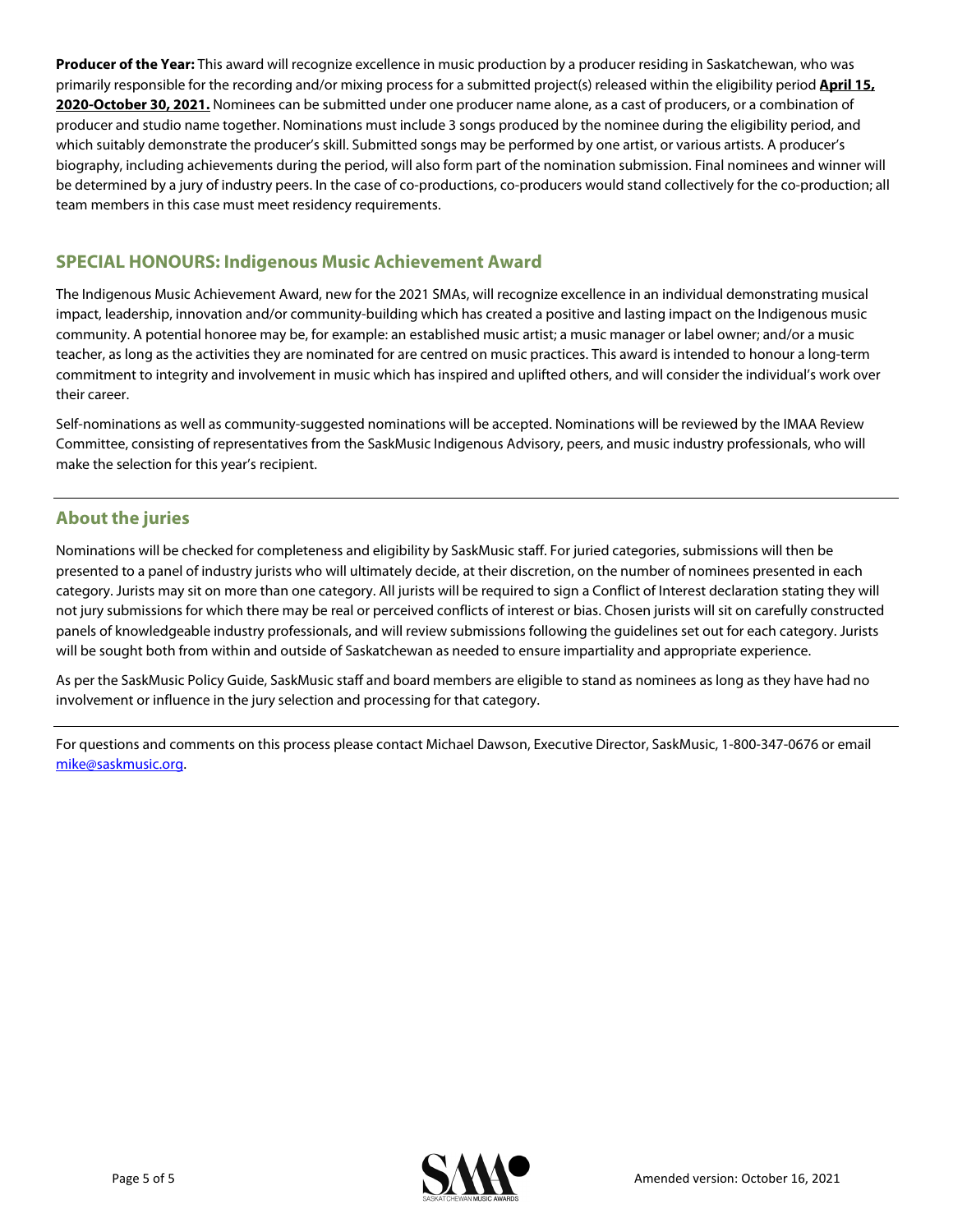**Producer of the Year:** This award will recognize excellence in music production by a producer residing in Saskatchewan, who was primarily responsible for the recording and/or mixing process for a submitted project(s) released within the eligibility period **April 15, 2020-October 30, 2021.** Nominees can be submitted under one producer name alone, as a cast of producers, or a combination of producer and studio name together. Nominations must include 3 songs produced by the nominee during the eligibility period, and which suitably demonstrate the producer's skill. Submitted songs may be performed by one artist, or various artists. A producer's biography, including achievements during the period, will also form part of the nomination submission. Final nominees and winner will be determined by a jury of industry peers. In the case of co-productions, co-producers would stand collectively for the co-production; all team members in this case must meet residency requirements.

## SPECIAL HONOURS: Indigenous Music Achievement Award

The Indigenous Music Achievement Award, new for the 2021 SMAs, will recognize excellence in an individual demonstrating musical impact, leadership, innovation and/or community-building which has created a positive and lasting impact on the Indigenous music community. A potential honoree may be, for example: an established music artist; a music manager or label owner; and/or a music teacher, as long as the activities they are nominated for are centred on music practices. This award is intended to honour a long-term commitment to integrity and involvement in music which has inspired and uplifted others, and will consider the individual's work over their career.

Self-nominations as well as community-suggested nominations will be accepted. Nominations will be reviewed by the IMAA Review Committee, consisting of representatives from the SaskMusic Indigenous Advisory, peers, and music industry professionals, who will make the selection for this year's recipient.

---

## About the juries

Nominations will be checked for completeness and eligibility by SaskMusic staff. For juried categories, submissions will then be presented to a panel of industry jurists who will ultimately decide, at their discretion, on the number of nominees presented in each category. Jurists may sit on more than one category. All jurists will be required to sign a Conflict of Interest declaration stating they will not jury submissions for which there may be real or perceived conflicts of interest or bias. Chosen jurists will sit on carefully constructed panels of knowledgeable industry professionals, and will review submissions following the guidelines set out for each category. Jurists will be sought both from within and outside of Saskatchewan as needed to ensure impartiality and appropriate experience.

As per the SaskMusic Policy Guide, SaskMusic staff and board members are eligible to stand as nominees as long as they have had no involvement or influence in the jury selection and processing for that category.

---

For questions and comments on this process please contact Michael Dawson, Executive Director, SaskMusic, 1-800-347-0676 or email mike@saskmusic.org.

Amended version: October 16, 2021